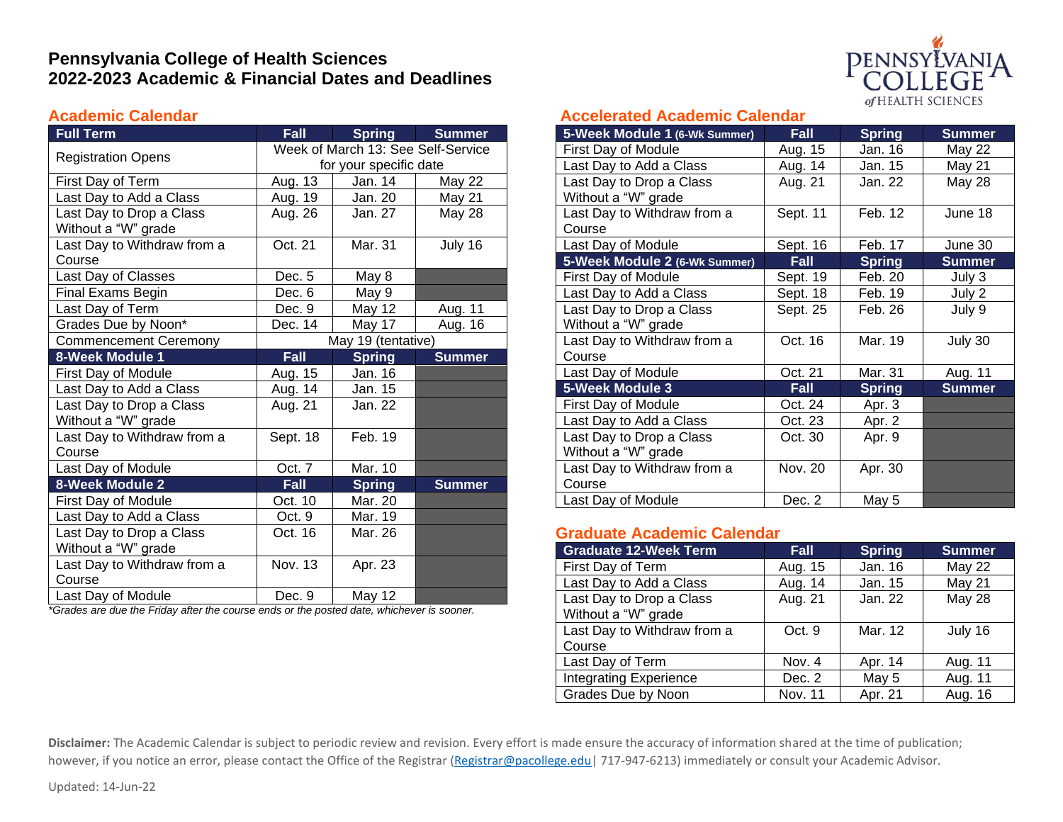# Pennsylvania College of Health Sciences
# 2022-2023 Academic & Financial Dates and Deadlines

## Academic Calendar

| Full Term | Fall | Spring | Summer |
|---|---|---|---|
| Registration Opens | Week of March 13: See Self-Service for your specific date | | |
| First Day of Term | Aug. 13 | Jan. 14 | May 22 |
| Last Day to Add a Class | Aug. 19 | Jan. 20 | May 21 |
| Last Day to Drop a Class Without a "W" grade | Aug. 26 | Jan. 27 | May 28 |
| Last Day to Withdraw from a Course | Oct. 21 | Mar. 31 | July 16 |
| Last Day of Classes | Dec. 5 | May 8 | |
| Final Exams Begin | Dec. 6 | May 9 | |
| Last Day of Term | Dec. 9 | May 12 | Aug. 11 |
| Grades Due by Noon* | Dec. 14 | May 17 | Aug. 16 |
| Commencement Ceremony | May 19 (tentative) | | |
| **8-Week Module 1** | **Fall** | **Spring** | **Summer** |
| First Day of Module | Aug. 15 | Jan. 16 | |
| Last Day to Add a Class | Aug. 14 | Jan. 15 | |
| Last Day to Drop a Class Without a "W" grade | Aug. 21 | Jan. 22 | |
| Last Day to Withdraw from a Course | Sept. 18 | Feb. 19 | |
| Last Day of Module | Oct. 7 | Mar. 10 | |
| **8-Week Module 2** | **Fall** | **Spring** | **Summer** |
| First Day of Module | Oct. 10 | Mar. 20 | |
| Last Day to Add a Class | Oct. 9 | Mar. 19 | |
| Last Day to Drop a Class Without a "W" grade | Oct. 16 | Mar. 26 | |
| Last Day to Withdraw from a Course | Nov. 13 | Apr. 23 | |
| Last Day of Module | Dec. 9 | May 12 | |

*\*Grades are due the Friday after the course ends or the posted date, whichever is sooner.*

## Accelerated Academic Calendar

| 5-Week Module 1 (6-Wk Summer) | Fall | Spring | Summer |
|---|---|---|---|
| First Day of Module | Aug. 15 | Jan. 16 | May 22 |
| Last Day to Add a Class | Aug. 14 | Jan. 15 | May 21 |
| Last Day to Drop a Class Without a "W" grade | Aug. 21 | Jan. 22 | May 28 |
| Last Day to Withdraw from a Course | Sept. 11 | Feb. 12 | June 18 |
| Last Day of Module | Sept. 16 | Feb. 17 | June 30 |
| **5-Week Module 2 (6-Wk Summer)** | **Fall** | **Spring** | **Summer** |
| First Day of Module | Sept. 19 | Feb. 20 | July 3 |
| Last Day to Add a Class | Sept. 18 | Feb. 19 | July 2 |
| Last Day to Drop a Class Without a "W" grade | Sept. 25 | Feb. 26 | July 9 |
| Last Day to Withdraw from a Course | Oct. 16 | Mar. 19 | July 30 |
| Last Day of Module | Oct. 21 | Mar. 31 | Aug. 11 |
| **5-Week Module 3** | **Fall** | **Spring** | **Summer** |
| First Day of Module | Oct. 24 | Apr. 3 | |
| Last Day to Add a Class | Oct. 23 | Apr. 2 | |
| Last Day to Drop a Class Without a "W" grade | Oct. 30 | Apr. 9 | |
| Last Day to Withdraw from a Course | Nov. 20 | Apr. 30 | |
| Last Day of Module | Dec. 2 | May 5 | |

## Graduate Academic Calendar

| Graduate 12-Week Term | Fall | Spring | Summer |
|---|---|---|---|
| First Day of Term | Aug. 15 | Jan. 16 | May 22 |
| Last Day to Add a Class | Aug. 14 | Jan. 15 | May 21 |
| Last Day to Drop a Class Without a "W" grade | Aug. 21 | Jan. 22 | May 28 |
| Last Day to Withdraw from a Course | Oct. 9 | Mar. 12 | July 16 |
| Last Day of Term | Nov. 4 | Apr. 14 | Aug. 11 |
| Integrating Experience | Dec. 2 | May 5 | Aug. 11 |
| Grades Due by Noon | Nov. 11 | Apr. 21 | Aug. 16 |

**Disclaimer:** The Academic Calendar is subject to periodic review and revision. Every effort is made ensure the accuracy of information shared at the time of publication; however, if you notice an error, please contact the Office of the Registrar (Registrar@pacollege.edu| 717-947-6213) immediately or consult your Academic Advisor.

Updated: 14-Jun-22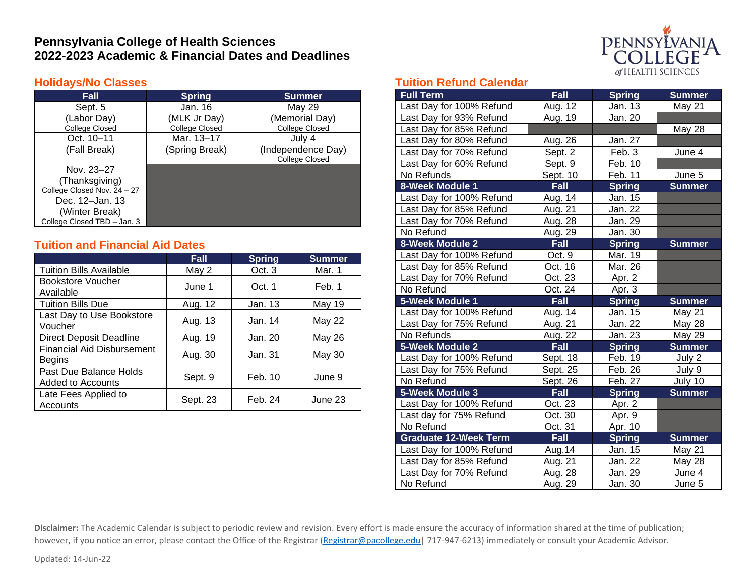# Pennsylvania College of Health Sciences
# 2022-2023 Academic & Financial Dates and Deadlines

## Holidays/No Classes

| Fall | Spring | Summer |
|---|---|---|
| Sept. 5 (Labor Day) College Closed | Jan. 16 (MLK Jr Day) College Closed | May 29 (Memorial Day) College Closed |
| Oct. 10–11 (Fall Break) | Mar. 13–17 (Spring Break) | July 4 (Independence Day) College Closed |
| Nov. 23–27 (Thanksgiving) College Closed Nov. 24 – 27 | | |
| Dec. 12–Jan. 13 (Winter Break) College Closed TBD – Jan. 3 | | |

## Tuition and Financial Aid Dates

| | Fall | Spring | Summer |
|---|---|---|---|
| Tuition Bills Available | May 2 | Oct. 3 | Mar. 1 |
| Bookstore Voucher Available | June 1 | Oct. 1 | Feb. 1 |
| Tuition Bills Due | Aug. 12 | Jan. 13 | May 19 |
| Last Day to Use Bookstore Voucher | Aug. 13 | Jan. 14 | May 22 |
| Direct Deposit Deadline | Aug. 19 | Jan. 20 | May 26 |
| Financial Aid Disbursement Begins | Aug. 30 | Jan. 31 | May 30 |
| Past Due Balance Holds Added to Accounts | Sept. 9 | Feb. 10 | June 9 |
| Late Fees Applied to Accounts | Sept. 23 | Feb. 24 | June 23 |

## Tuition Refund Calendar

| Full Term | Fall | Spring | Summer |
|---|---|---|---|
| Last Day for 100% Refund | Aug. 12 | Jan. 13 | May 21 |
| Last Day for 93% Refund | Aug. 19 | Jan. 20 | |
| Last Day for 85% Refund | | | May 28 |
| Last Day for 80% Refund | Aug. 26 | Jan. 27 | |
| Last Day for 70% Refund | Sept. 2 | Feb. 3 | June 4 |
| Last Day for 60% Refund | Sept. 9 | Feb. 10 | |
| No Refunds | Sept. 10 | Feb. 11 | June 5 |
| **8-Week Module 1** | **Fall** | **Spring** | **Summer** |
| Last Day for 100% Refund | Aug. 14 | Jan. 15 | |
| Last Day for 85% Refund | Aug. 21 | Jan. 22 | |
| Last Day for 70% Refund | Aug. 28 | Jan. 29 | |
| No Refund | Aug. 29 | Jan. 30 | |
| **8-Week Module 2** | **Fall** | **Spring** | **Summer** |
| Last Day for 100% Refund | Oct. 9 | Mar. 19 | |
| Last Day for 85% Refund | Oct. 16 | Mar. 26 | |
| Last Day for 70% Refund | Oct. 23 | Apr. 2 | |
| No Refund | Oct. 24 | Apr. 3 | |
| **5-Week Module 1** | **Fall** | **Spring** | **Summer** |
| Last Day for 100% Refund | Aug. 14 | Jan. 15 | May 21 |
| Last Day for 75% Refund | Aug. 21 | Jan. 22 | May 28 |
| No Refunds | Aug. 22 | Jan. 23 | May 29 |
| **5-Week Module 2** | **Fall** | **Spring** | **Summer** |
| Last Day for 100% Refund | Sept. 18 | Feb. 19 | July 2 |
| Last Day for 75% Refund | Sept. 25 | Feb. 26 | July 9 |
| No Refund | Sept. 26 | Feb. 27 | July 10 |
| **5-Week Module 3** | **Fall** | **Spring** | **Summer** |
| Last Day for 100% Refund | Oct. 23 | Apr. 2 | |
| Last day for 75% Refund | Oct. 30 | Apr. 9 | |
| No Refund | Oct. 31 | Apr. 10 | |
| **Graduate 12-Week Term** | **Fall** | **Spring** | **Summer** |
| Last Day for 100% Refund | Aug.14 | Jan. 15 | May 21 |
| Last Day for 85% Refund | Aug. 21 | Jan. 22 | May 28 |
| Last Day for 70% Refund | Aug. 28 | Jan. 29 | June 4 |
| No Refund | Aug. 29 | Jan. 30 | June 5 |

**Disclaimer:** The Academic Calendar is subject to periodic review and revision. Every effort is made ensure the accuracy of information shared at the time of publication; however, if you notice an error, please contact the Office of the Registrar (Registrar@pacollege.edu| 717-947-6213) immediately or consult your Academic Advisor.

Updated: 14-Jun-22